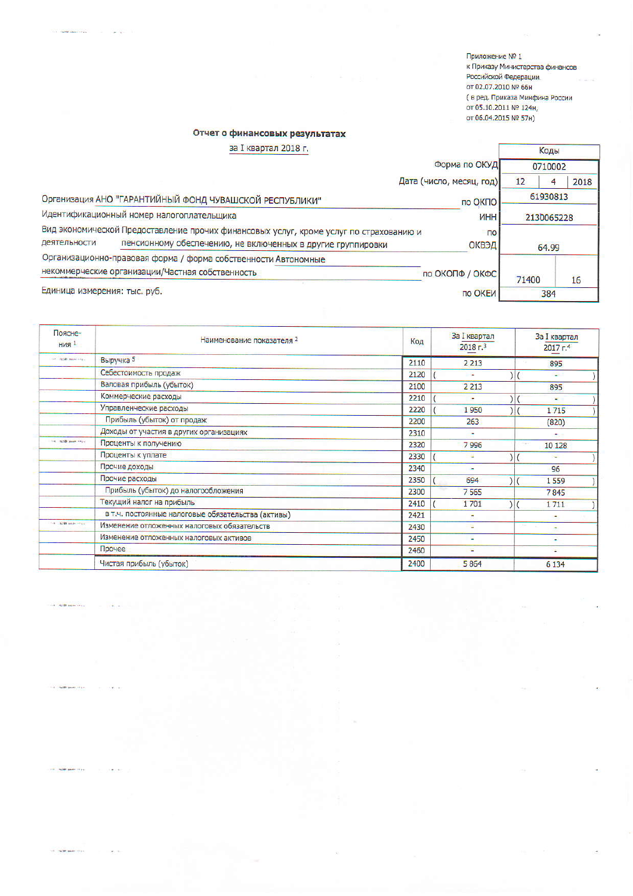Приложение № 1
к Приказу Министерства финансов
Российской Федерации
от 02.07.2010 № 66н
(в ред. Приказа Минфина России
от 05.10.2011 № 124н,
от 06.04.2015 № 57н)

## Отчет о финансовых результатах

за I квартал 2018 г.

| | | Коды | |
|---|---|---|---|
| | Форма по ОКУД | 0710002 | |
| | Дата (число, месяц, год) | 12 / 4 / 2018 | |
| Организация АНО "ГАРАНТИЙНЫЙ ФОНД ЧУВАШСКОЙ РЕСПУБЛИКИ" | по ОКПО | 61930813 | |
| Идентификационный номер налогоплательщика | ИНН | 2130065228 | |
| Вид экономической деятельности Предоставление прочих финансовых услуг, кроме услуг по страхованию и пенсионному обеспечению, не включенных в другие группировки | по ОКВЭД | 64.99 | |
| Организационно-правовая форма / форма собственности Автономные некоммерческие организации/Частная собственность | по ОКОПФ / ОКФС | 71400 | 16 |
| Единица измерения: тыс. руб. | по ОКЕИ | 384 | |

| Поясне-ния [1] | Наименование показателя [2] | Код | За I квартал 2018 г.[3] | За I квартал 2017 г.[4] |
|---|---|---|---|---|
| | Выручка [5] | 2110 | 2 213 | 895 |
| | Себестоимость продаж | 2120 | ( - ) | ( - ) |
| | Валовая прибыль (убыток) | 2100 | 2 213 | 895 |
| | Коммерческие расходы | 2210 | ( - ) | ( - ) |
| | Управленческие расходы | 2220 | ( 1 950 ) | ( 1 715 ) |
| | Прибыль (убыток) от продаж | 2200 | 263 | (820) |
| | Доходы от участия в других организациях | 2310 | - | - |
| | Проценты к получению | 2320 | 7 996 | 10 128 |
| | Проценты к уплате | 2330 | ( - ) | ( - ) |
| | Прочие доходы | 2340 | - | 96 |
| | Прочие расходы | 2350 | ( 694 ) | ( 1 559 ) |
| | Прибыль (убыток) до налогообложения | 2300 | 7 565 | 7 845 |
| | Текущий налог на прибыль | 2410 | ( 1 701 ) | ( 1 711 ) |
| | в т.ч. постоянные налоговые обязательства (активы) | 2421 | - | - |
| | Изменение отложенных налоговых обязательств | 2430 | - | - |
| | Изменение отложенных налоговых активов | 2450 | - | - |
| | Прочее | 2460 | - | - |
| | Чистая прибыль (убыток) | 2400 | 5 864 | 6 134 |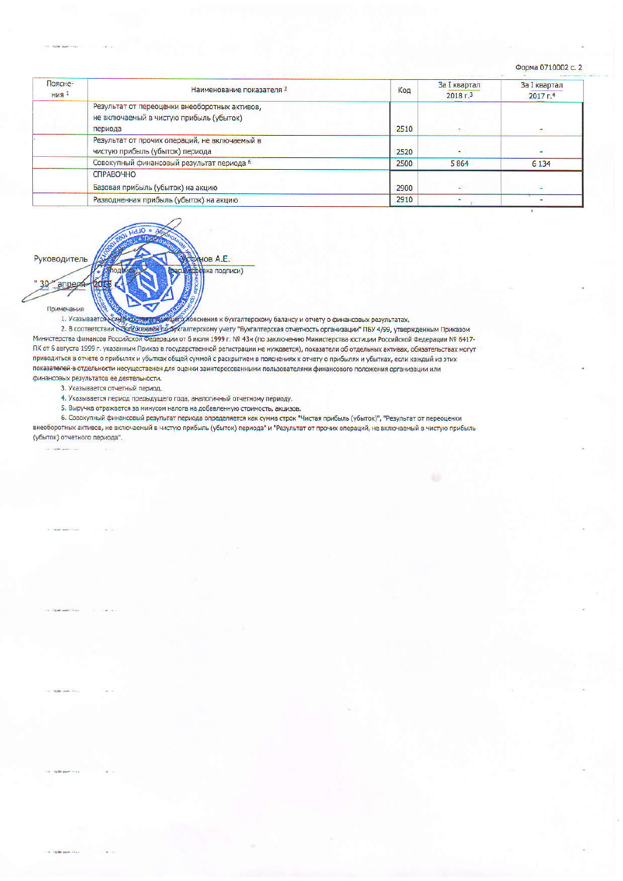Форма 0710002 с. 2

| Поясне-ния [1] | Наименование показателя [2] | Код | За I квартал 2018 г.[3] | За I квартал 2017 г.[4] |
|---|---|---|---|---|
| | Результат от переоценки внеоборотных активов, не включаемый в чистую прибыль (убыток) периода | 2510 | - | - |
| | Результат от прочих операций, не включаемый в чистую прибыль (убыток) периода | 2520 | - | - |
| | Совокупный финансовый результат периода [6] | 2500 | 5 864 | 6 134 |
| | СПРАВОЧНО<br>Базовая прибыль (убыток) на акцию | 2900 | - | - |
| | Разводненная прибыль (убыток) на акцию | 2910 | - | - |

Руководитель ____________ (подпись) Сафонов А.Е. (расшифровка подписи)

" 30 " апреля 2018

Примечания

1. Указывается номер соответствующего пояснения к бухгалтерскому балансу и отчету о финансовых результатах.

2. В соответствии с Положением по бухгалтерскому учету "Бухгалтерская отчетность организации" ПБУ 4/99, утвержденным Приказом Министерства финансов Российской Федерации от 6 июля 1999 г. № 43н (по заключению Министерства юстиции Российской Федерации № 6417-ПК от 6 августа 1999 г. указанный Приказ в государственной регистрации не нуждается), показатели об отдельных активах, обязательствах могут приводиться в отчете о прибылях и убытках общей суммой с раскрытием в пояснениях к отчету о прибылях и убытках, если каждый из этих показателей в отдельности несущественен для оценки заинтересованными пользователями финансового положения организации или финансовых результатов ее деятельности.

3. Указывается отчетный период.

4. Указывается период предыдущего года, аналогичный отчетному периоду.

5. Выручка отражается за минусом налога на добавленную стоимость, акцизов.

6. Совокупный финансовый результат периода определяется как сумма строк "Чистая прибыль (убыток)", "Результат от переоценки внеоборотных активов, не включаемый в чистую прибыль (убыток) периода" и "Результат от прочих операций, не включаемый в чистую прибыль (убыток) отчетного периода".